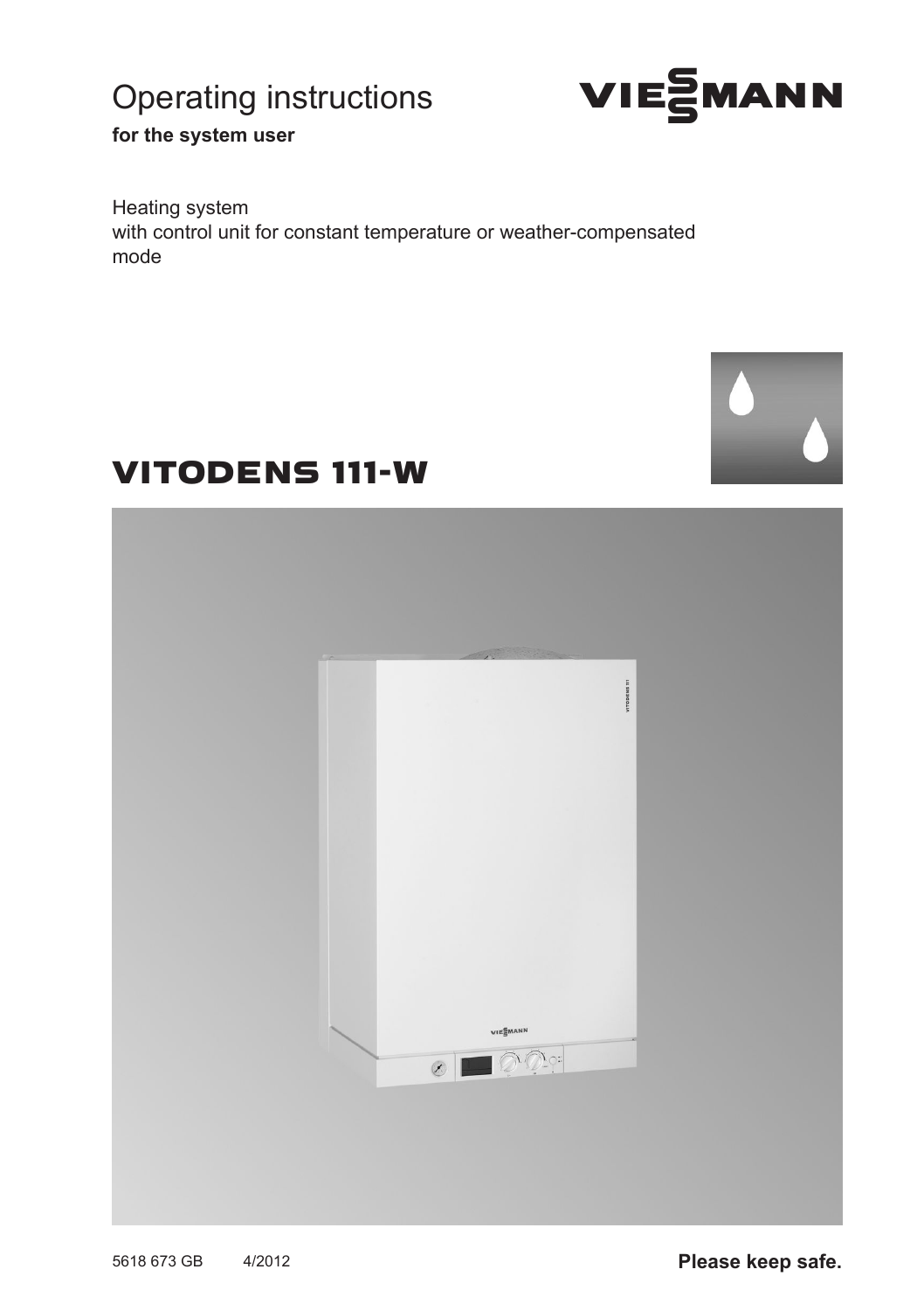# Operating instructions

**for the system user**

VIESSMANN

Heating system
with control unit for constant temperature or weather-compensated mode

# VITODENS 111-W

5618 673 GB 4/2012

**Please keep safe.**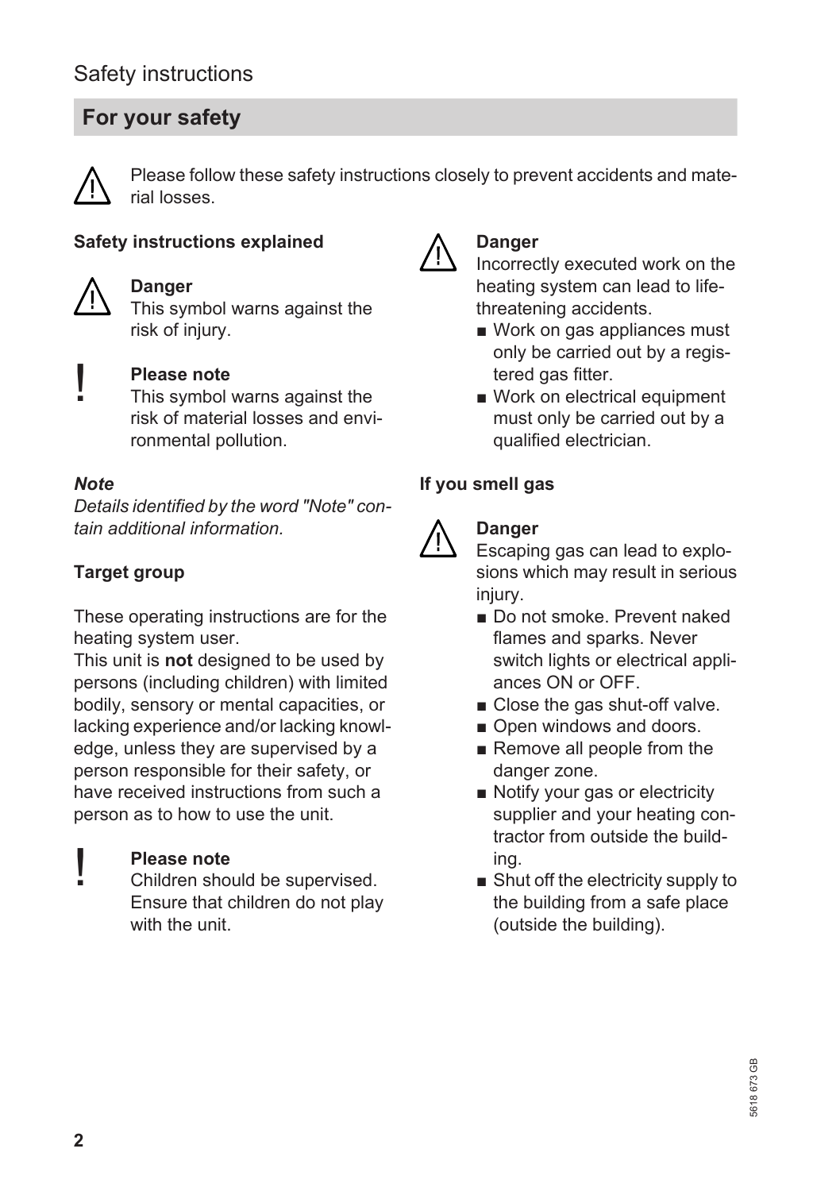# Safety instructions

## For your safety

⚠ Please follow these safety instructions closely to prevent accidents and material losses.

### Safety instructions explained

⚠ **Danger**
This symbol warns against the risk of injury.

! **Please note**
This symbol warns against the risk of material losses and environmental pollution.

***Note***
*Details identified by the word "Note" contain additional information.*

### Target group

These operating instructions are for the heating system user.
This unit is **not** designed to be used by persons (including children) with limited bodily, sensory or mental capacities, or lacking experience and/or lacking knowledge, unless they are supervised by a person responsible for their safety, or have received instructions from such a person as to how to use the unit.

! **Please note**
Children should be supervised. Ensure that children do not play with the unit.

⚠ **Danger**
Incorrectly executed work on the heating system can lead to life-threatening accidents.

- Work on gas appliances must only be carried out by a registered gas fitter.
- Work on electrical equipment must only be carried out by a qualified electrician.

### If you smell gas

⚠ **Danger**
Escaping gas can lead to explosions which may result in serious injury.

- Do not smoke. Prevent naked flames and sparks. Never switch lights or electrical appliances ON or OFF.
- Close the gas shut-off valve.
- Open windows and doors.
- Remove all people from the danger zone.
- Notify your gas or electricity supplier and your heating contractor from outside the building.
- Shut off the electricity supply to the building from a safe place (outside the building).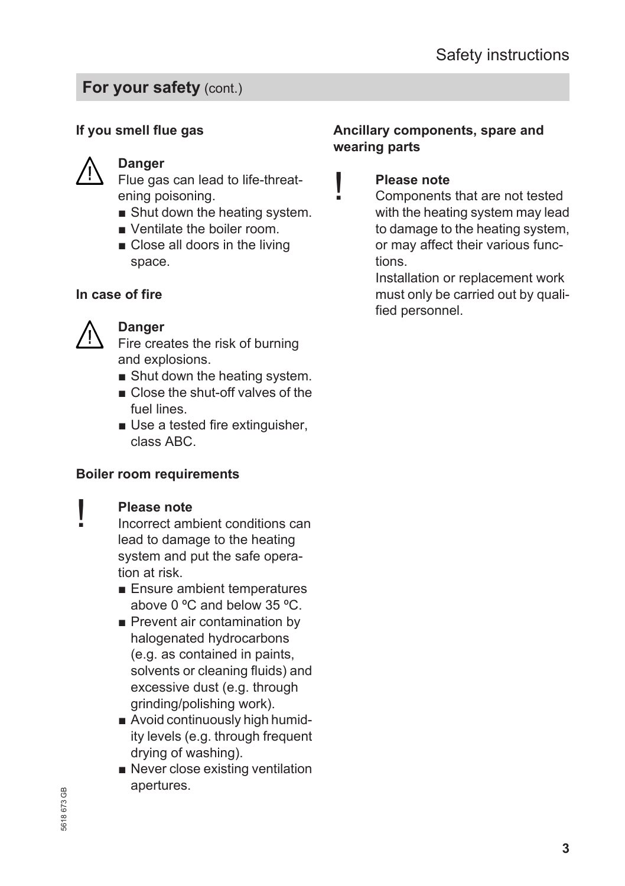## For your safety (cont.)

### If you smell flue gas

**Danger**
Flue gas can lead to life-threatening poisoning.

- Shut down the heating system.
- Ventilate the boiler room.
- Close all doors in the living space.

### In case of fire

**Danger**
Fire creates the risk of burning and explosions.

- Shut down the heating system.
- Close the shut-off valves of the fuel lines.
- Use a tested fire extinguisher, class ABC.

### Boiler room requirements

**Please note**
Incorrect ambient conditions can lead to damage to the heating system and put the safe operation at risk.

- Ensure ambient temperatures above 0 ºC and below 35 ºC.
- Prevent air contamination by halogenated hydrocarbons (e.g. as contained in paints, solvents or cleaning fluids) and excessive dust (e.g. through grinding/polishing work).
- Avoid continuously high humidity levels (e.g. through frequent drying of washing).
- Never close existing ventilation apertures.

### Ancillary components, spare and wearing parts

**Please note**
Components that are not tested with the heating system may lead to damage to the heating system, or may affect their various functions.
Installation or replacement work must only be carried out by qualified personnel.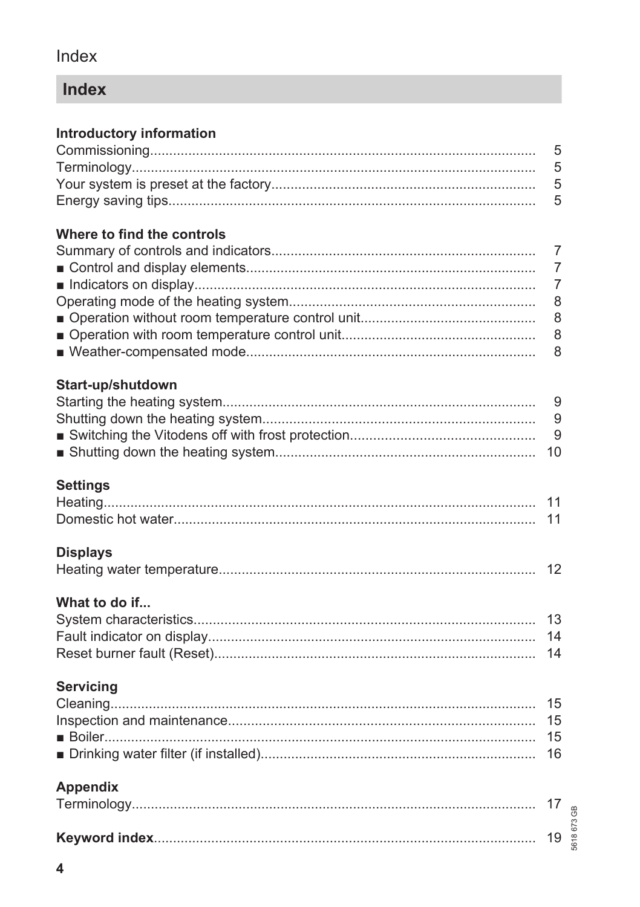# Index

### Introductory information

Commissioning .......... 5
Terminology .......... 5
Your system is preset at the factory .......... 5
Energy saving tips .......... 5

### Where to find the controls

Summary of controls and indicators .......... 7
- Control and display elements .......... 7
- Indicators on display .......... 7

Operating mode of the heating system .......... 8
- Operation without room temperature control unit .......... 8
- Operation with room temperature control unit .......... 8
- Weather-compensated mode .......... 8

### Start-up/shutdown

Starting the heating system .......... 9
Shutting down the heating system .......... 9
- Switching the Vitodens off with frost protection .......... 9
- Shutting down the heating system .......... 10

### Settings

Heating .......... 11
Domestic hot water .......... 11

### Displays

Heating water temperature .......... 12

### What to do if...

System characteristics .......... 13
Fault indicator on display .......... 14
Reset burner fault (Reset) .......... 14

### Servicing

Cleaning .......... 15
Inspection and maintenance .......... 15
- Boiler .......... 15
- Drinking water filter (if installed) .......... 16

### Appendix

Terminology .......... 17

**Keyword index** .......... 19

5618 673 GB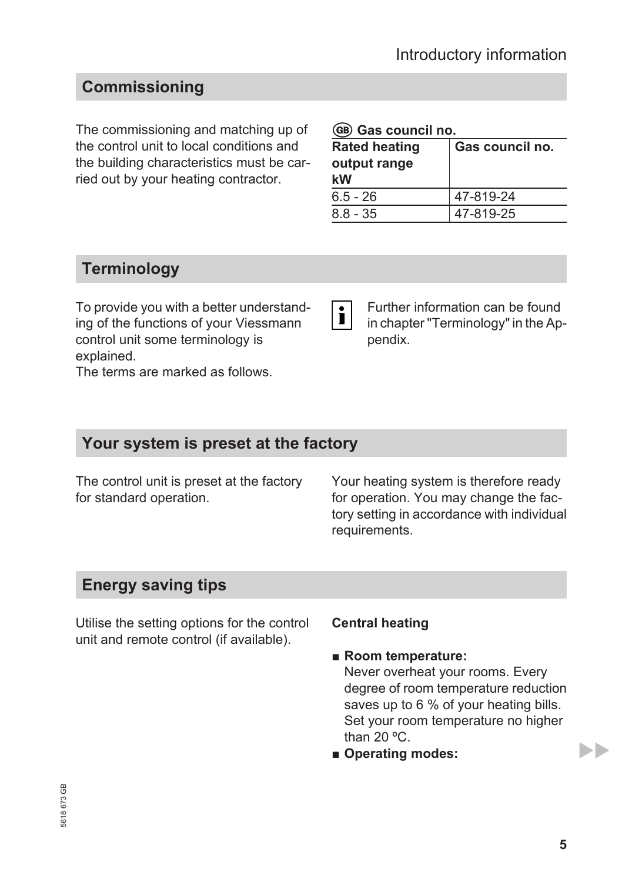## Commissioning

The commissioning and matching up of the control unit to local conditions and the building characteristics must be carried out by your heating contractor.

**(GB) Gas council no.**

| Rated heating output range kW | Gas council no. |
|---|---|
| 6.5 - 26 | 47-819-24 |
| 8.8 - 35 | 47-819-25 |

## Terminology

To provide you with a better understanding of the functions of your Viessmann control unit some terminology is explained.
The terms are marked as follows.

Further information can be found in chapter "Terminology" in the Appendix.

## Your system is preset at the factory

The control unit is preset at the factory for standard operation.

Your heating system is therefore ready for operation. You may change the factory setting in accordance with individual requirements.

## Energy saving tips

Utilise the setting options for the control unit and remote control (if available).

**Central heating**

- **Room temperature:**
  Never overheat your rooms. Every degree of room temperature reduction saves up to 6 % of your heating bills. Set your room temperature no higher than 20 ºC.
- **Operating modes:**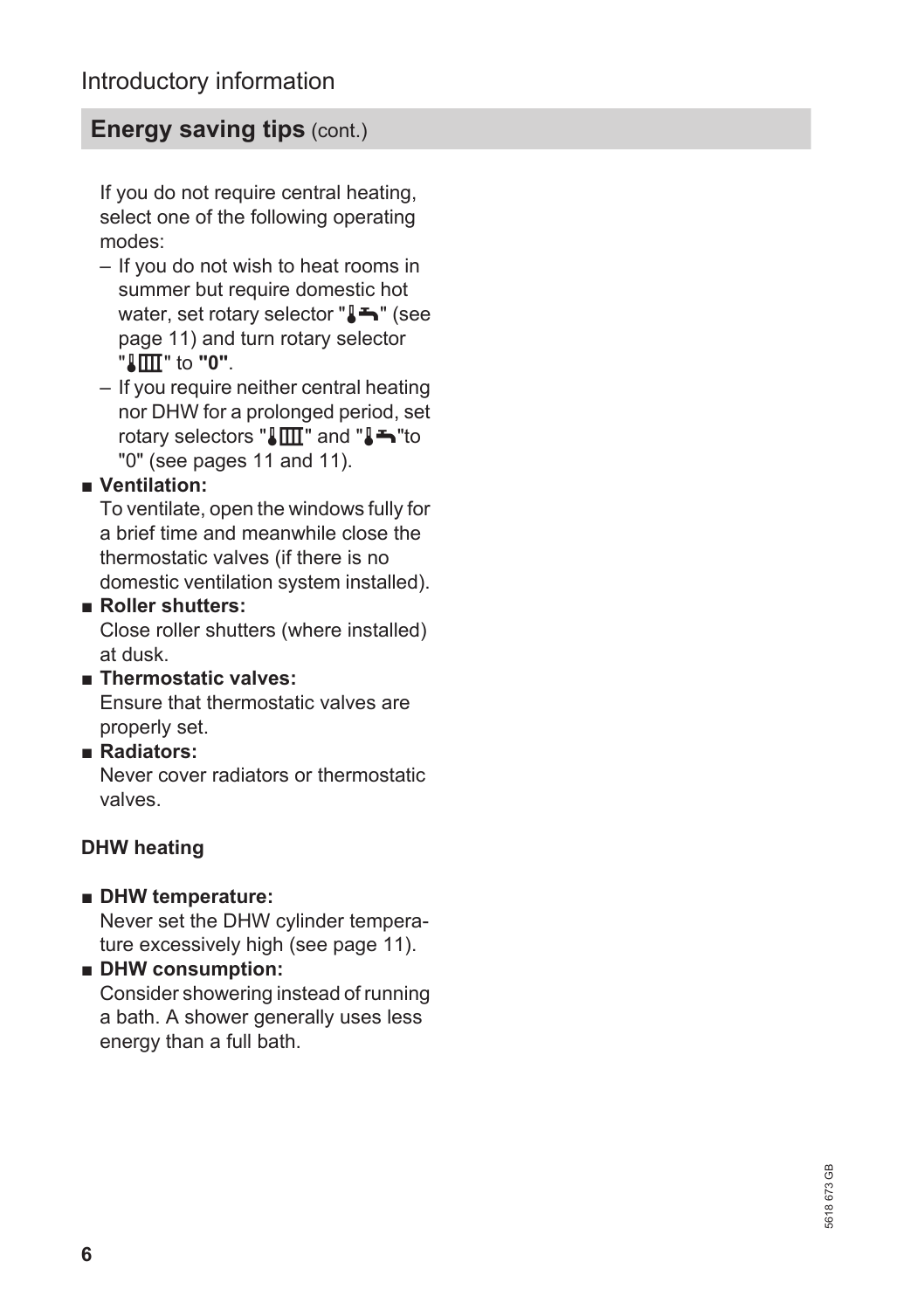## Energy saving tips (cont.)

If you do not require central heating, select one of the following operating modes:

– If you do not wish to heat rooms in summer but require domestic hot water, set rotary selector "🌡🚰" (see page 11) and turn rotary selector "🌡Ⅲ" to **"0"**.

– If you require neither central heating nor DHW for a prolonged period, set rotary selectors "🌡Ⅲ" and "🌡🚰"to "0" (see pages 11 and 11).

- **Ventilation:**
  To ventilate, open the windows fully for a brief time and meanwhile close the thermostatic valves (if there is no domestic ventilation system installed).
- **Roller shutters:**
  Close roller shutters (where installed) at dusk.
- **Thermostatic valves:**
  Ensure that thermostatic valves are properly set.
- **Radiators:**
  Never cover radiators or thermostatic valves.

**DHW heating**

- **DHW temperature:**
  Never set the DHW cylinder temperature excessively high (see page 11).
- **DHW consumption:**
  Consider showering instead of running a bath. A shower generally uses less energy than a full bath.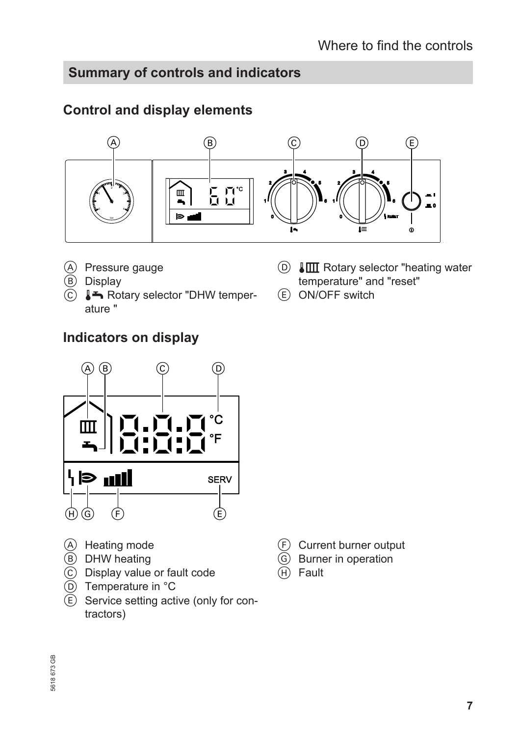## Summary of controls and indicators

### Control and display elements

- Ⓐ Pressure gauge
- Ⓑ Display
- Ⓒ Rotary selector "DHW temperature "
- Ⓓ Rotary selector "heating water temperature" and "reset"
- Ⓔ ON/OFF switch

### Indicators on display

- Ⓐ Heating mode
- Ⓑ DHW heating
- Ⓒ Display value or fault code
- Ⓓ Temperature in °C
- Ⓔ Service setting active (only for contractors)
- Ⓕ Current burner output
- Ⓖ Burner in operation
- Ⓗ Fault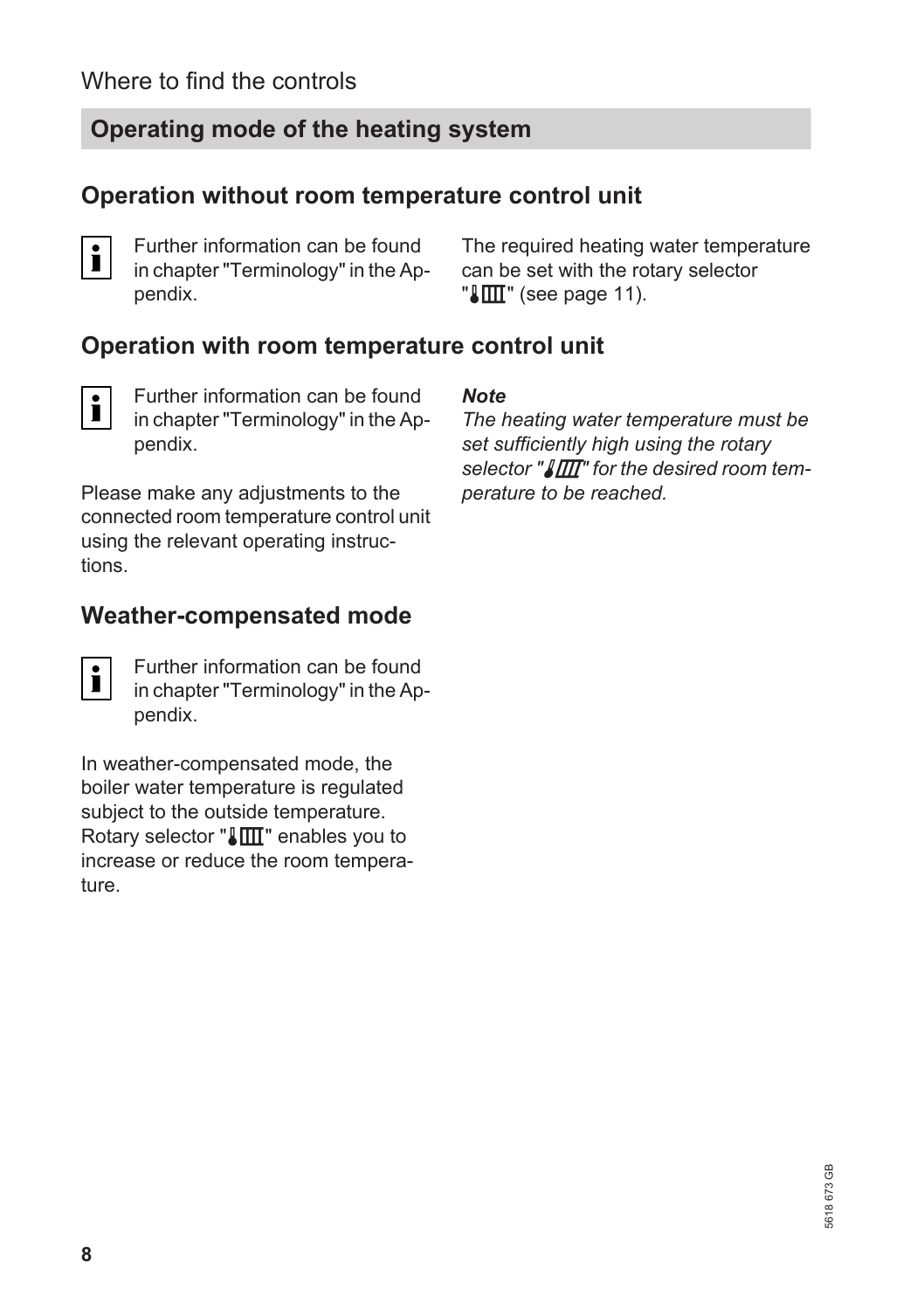## Operating mode of the heating system

### Operation without room temperature control unit

Further information can be found in chapter "Terminology" in the Appendix.

The required heating water temperature can be set with the rotary selector "🌡Ⅲ" (see page 11).

### Operation with room temperature control unit

Further information can be found in chapter "Terminology" in the Appendix.

Please make any adjustments to the connected room temperature control unit using the relevant operating instructions.

***Note***
*The heating water temperature must be set sufficiently high using the rotary selector "🌡Ⅲ" for the desired room temperature to be reached.*

### Weather-compensated mode

Further information can be found in chapter "Terminology" in the Appendix.

In weather-compensated mode, the boiler water temperature is regulated subject to the outside temperature. Rotary selector "🌡Ⅲ" enables you to increase or reduce the room temperature.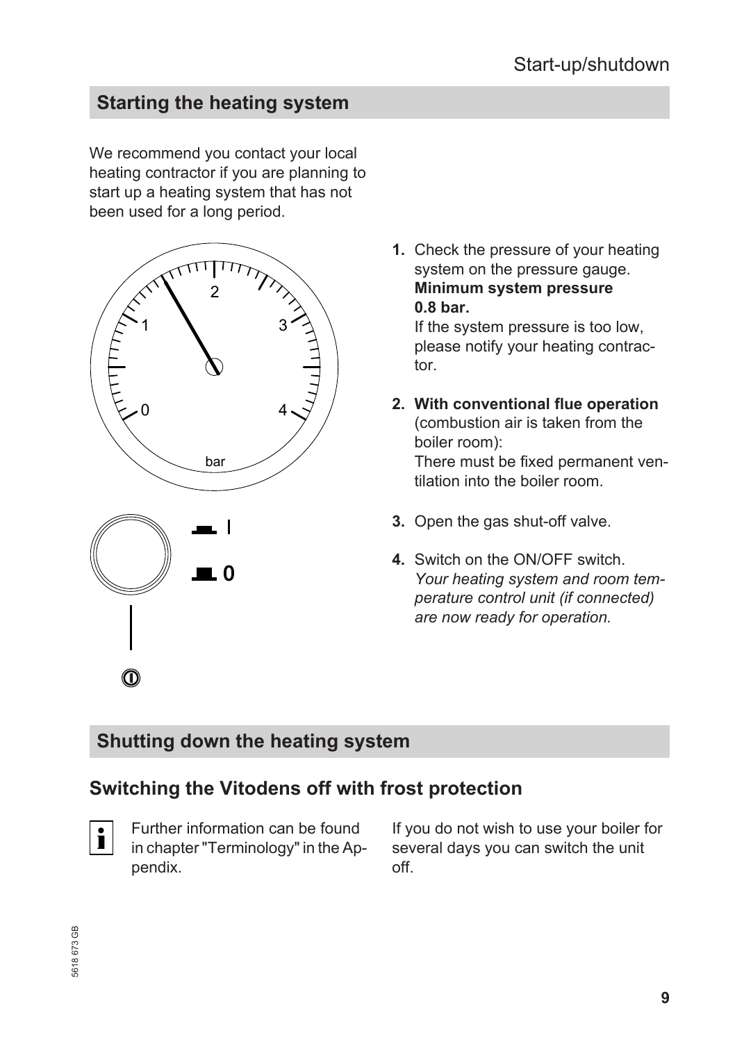## Starting the heating system

We recommend you contact your local heating contractor if you are planning to start up a heating system that has not been used for a long period.

1. Check the pressure of your heating system on the pressure gauge.
   **Minimum system pressure 0.8 bar.**
   If the system pressure is too low, please notify your heating contractor.

2. **With conventional flue operation** (combustion air is taken from the boiler room):
   There must be fixed permanent ventilation into the boiler room.

3. Open the gas shut-off valve.

4. Switch on the ON/OFF switch.
   *Your heating system and room temperature control unit (if connected) are now ready for operation.*

## Shutting down the heating system

### Switching the Vitodens off with frost protection

Further information can be found in chapter "Terminology" in the Appendix.

If you do not wish to use your boiler for several days you can switch the unit off.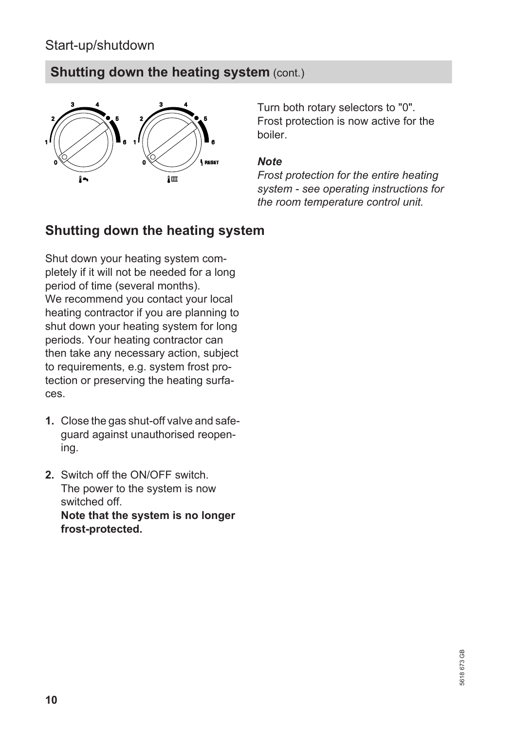## Shutting down the heating system (cont.)

Turn both rotary selectors to "0".
Frost protection is now active for the boiler.

***Note***
*Frost protection for the entire heating system - see operating instructions for the room temperature control unit.*

## Shutting down the heating system

Shut down your heating system completely if it will not be needed for a long period of time (several months).
We recommend you contact your local heating contractor if you are planning to shut down your heating system for long periods. Your heating contractor can then take any necessary action, subject to requirements, e.g. system frost protection or preserving the heating surfaces.

1. Close the gas shut-off valve and safeguard against unauthorised reopening.

2. Switch off the ON/OFF switch.
   The power to the system is now switched off.
   **Note that the system is no longer frost-protected.**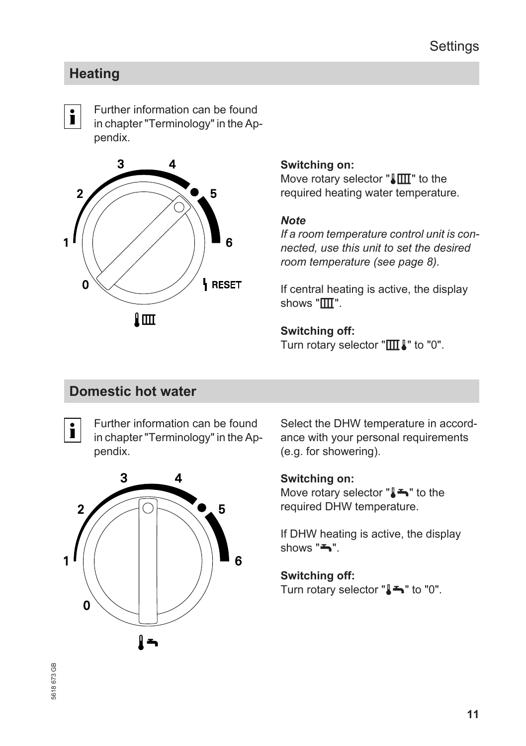## Heating

Further information can be found in chapter "Terminology" in the Appendix.

**Switching on:**
Move rotary selector "🌡Ⅲ" to the required heating water temperature.

***Note***
*If a room temperature control unit is connected, use this unit to set the desired room temperature (see page 8).*

If central heating is active, the display shows "Ⅲ".

**Switching off:**
Turn rotary selector "Ⅲ🌡" to "0".

## Domestic hot water

Further information can be found in chapter "Terminology" in the Appendix.

Select the DHW temperature in accordance with your personal requirements (e.g. for showering).

**Switching on:**
Move rotary selector "🌡🚰" to the required DHW temperature.

If DHW heating is active, the display shows "🚰".

**Switching off:**
Turn rotary selector "🌡🚰" to "0".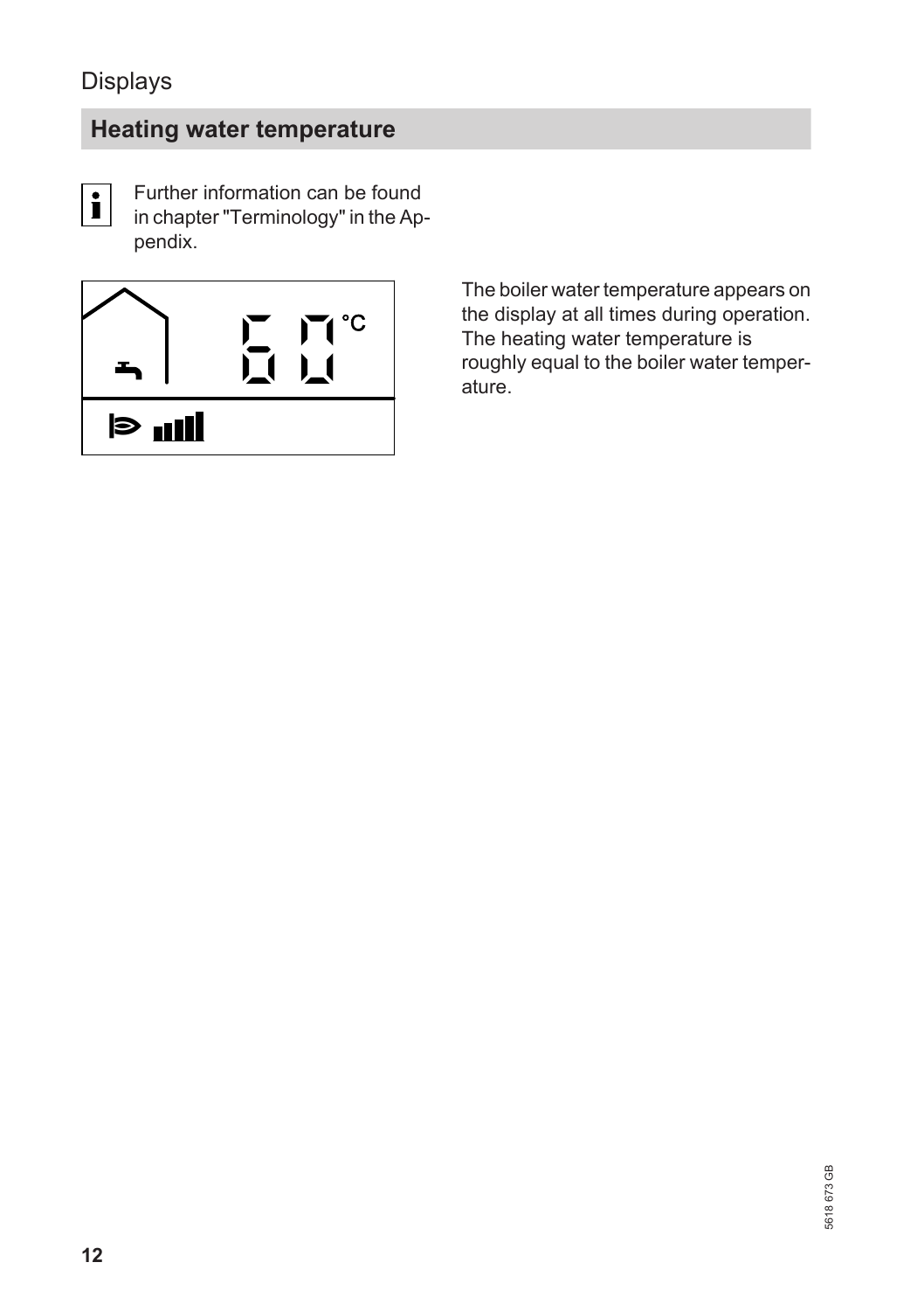Displays

## Heating water temperature

Further information can be found in chapter "Terminology" in the Appendix.

The boiler water temperature appears on the display at all times during operation. The heating water temperature is roughly equal to the boiler water temperature.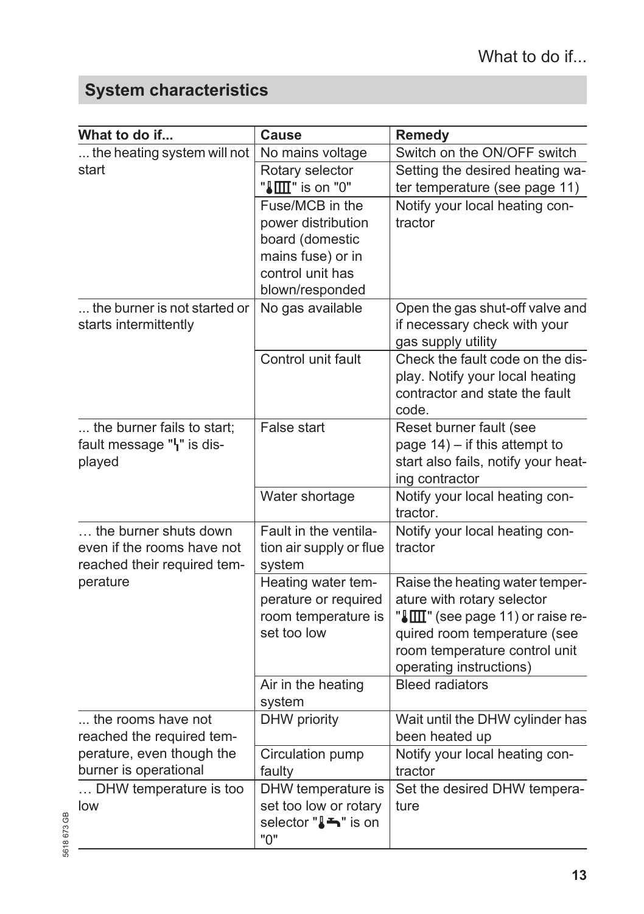## System characteristics

| What to do if... | Cause | Remedy |
|---|---|---|
| ... the heating system will not start | No mains voltage | Switch on the ON/OFF switch |
| | Rotary selector "🌡Ⅲ" is on "0" | Setting the desired heating water temperature (see page 11) |
| | Fuse/MCB in the power distribution board (domestic mains fuse) or in control unit has blown/responded | Notify your local heating contractor |
| ... the burner is not started or starts intermittently | No gas available | Open the gas shut-off valve and if necessary check with your gas supply utility |
| | Control unit fault | Check the fault code on the display. Notify your local heating contractor and state the fault code. |
| ... the burner fails to start; fault message "ϟ" is displayed | False start | Reset burner fault (see page 14) – if this attempt to start also fails, notify your heating contractor |
| | Water shortage | Notify your local heating contractor. |
| … the burner shuts down even if the rooms have not reached their required temperature | Fault in the ventilation air supply or flue system | Notify your local heating contractor |
| | Heating water temperature or required room temperature is set too low | Raise the heating water temperature with rotary selector "🌡Ⅲ" (see page 11) or raise required room temperature (see room temperature control unit operating instructions) |
| | Air in the heating system | Bleed radiators |
| ... the rooms have not reached the required temperature, even though the burner is operational | DHW priority | Wait until the DHW cylinder has been heated up |
| | Circulation pump faulty | Notify your local heating contractor |
| … DHW temperature is too low | DHW temperature is set too low or rotary selector "🌡🚰" is on "0" | Set the desired DHW temperature |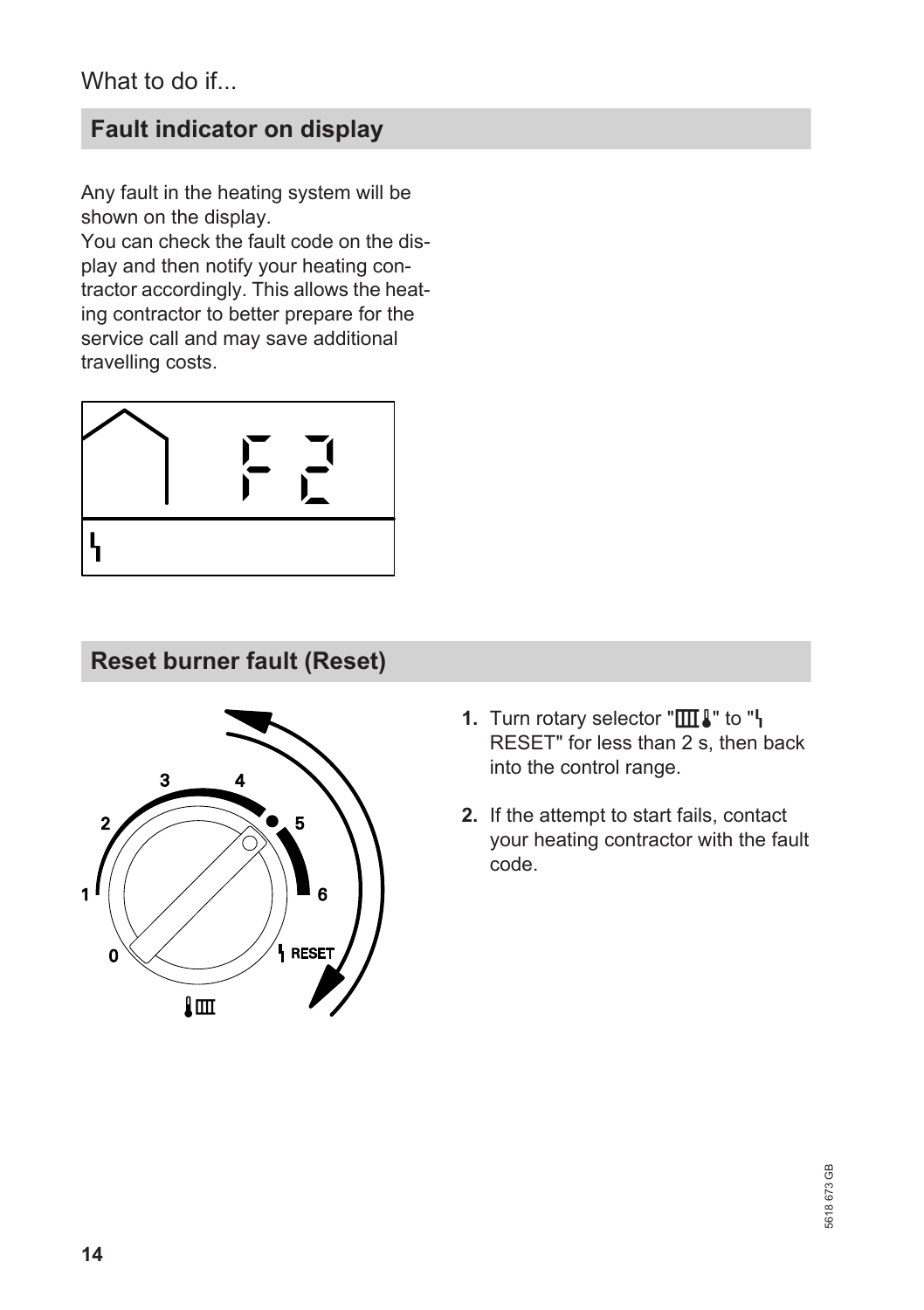What to do if...

## Fault indicator on display

Any fault in the heating system will be shown on the display.
You can check the fault code on the display and then notify your heating contractor accordingly. This allows the heating contractor to better prepare for the service call and may save additional travelling costs.

## Reset burner fault (Reset)

1. **1.** Turn rotary selector "ΠΠΠ🌡" to "ϟ RESET" for less than 2 s, then back into the control range.

2. **2.** If the attempt to start fails, contact your heating contractor with the fault code.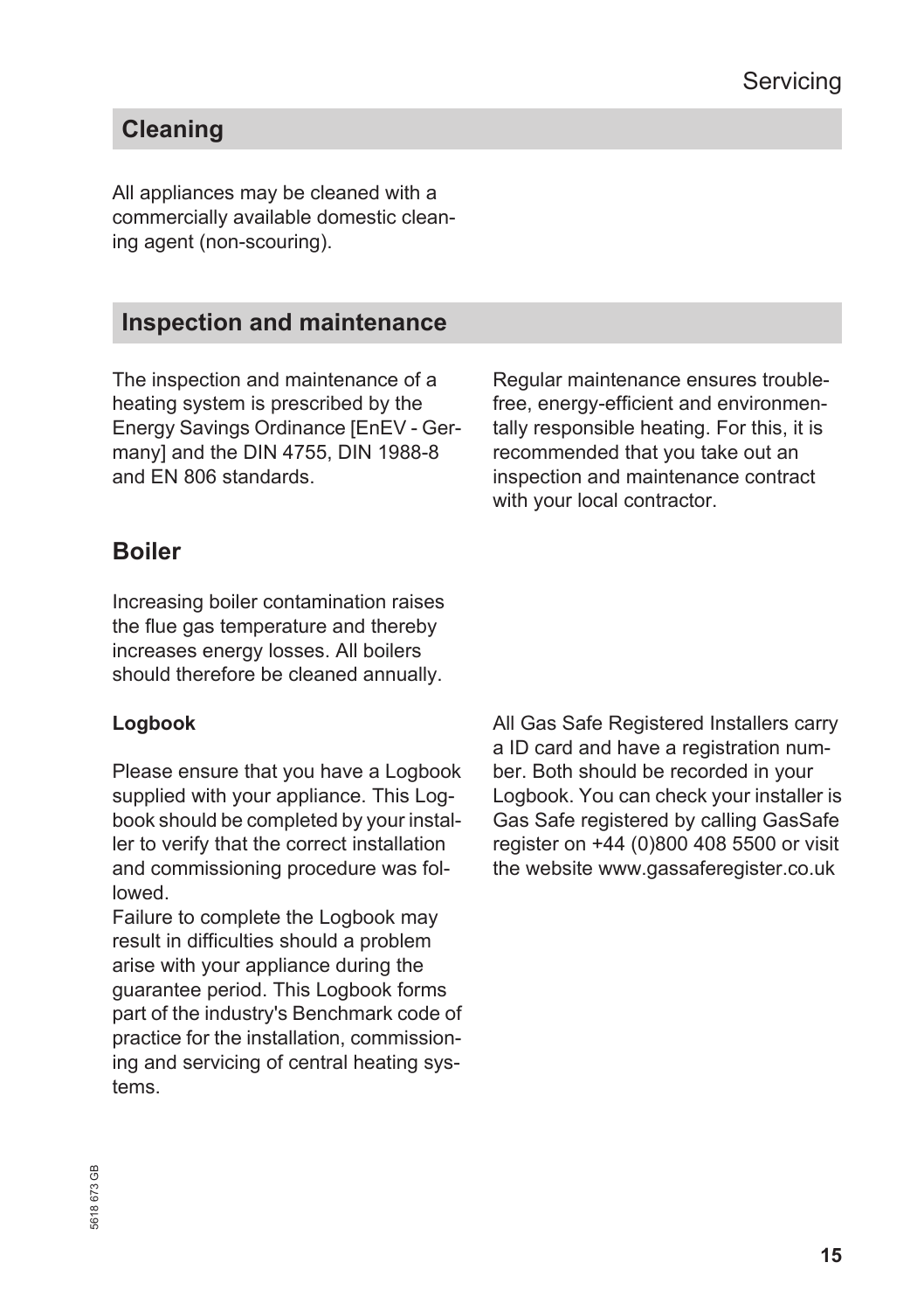## Cleaning

All appliances may be cleaned with a commercially available domestic cleaning agent (non-scouring).

## Inspection and maintenance

The inspection and maintenance of a heating system is prescribed by the Energy Savings Ordinance [EnEV - Germany] and the DIN 4755, DIN 1988-8 and EN 806 standards.

Regular maintenance ensures trouble-free, energy-efficient and environmentally responsible heating. For this, it is recommended that you take out an inspection and maintenance contract with your local contractor.

### Boiler

Increasing boiler contamination raises the flue gas temperature and thereby increases energy losses. All boilers should therefore be cleaned annually.

#### Logbook

Please ensure that you have a Logbook supplied with your appliance. This Logbook should be completed by your installer to verify that the correct installation and commissioning procedure was followed.
Failure to complete the Logbook may result in difficulties should a problem arise with your appliance during the guarantee period. This Logbook forms part of the industry's Benchmark code of practice for the installation, commissioning and servicing of central heating systems.

All Gas Safe Registered Installers carry a ID card and have a registration number. Both should be recorded in your Logbook. You can check your installer is Gas Safe registered by calling GasSafe register on +44 (0)800 408 5500 or visit the website www.gassaferegister.co.uk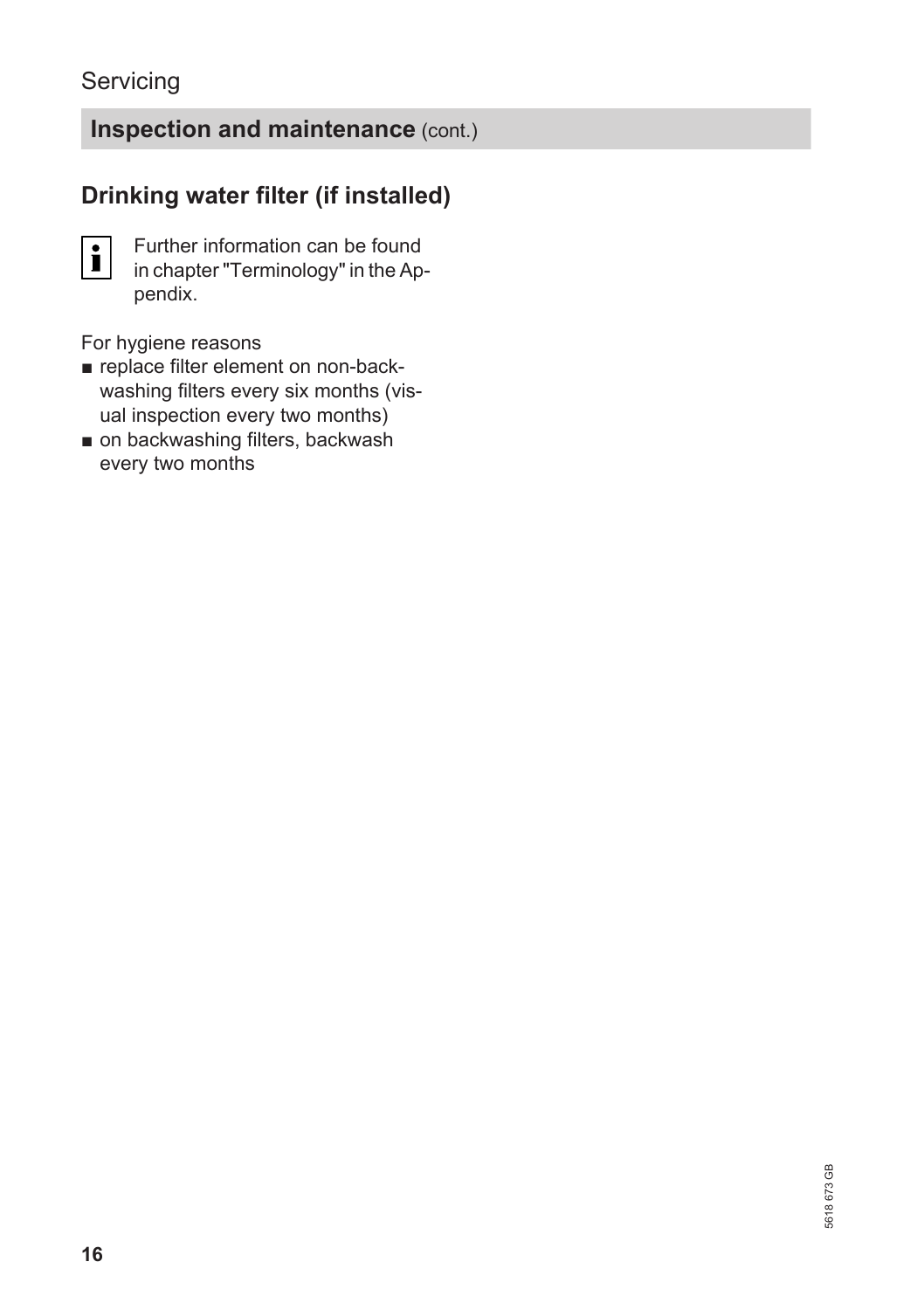## Inspection and maintenance (cont.)

### Drinking water filter (if installed)

**i** Further information can be found in chapter "Terminology" in the Appendix.

For hygiene reasons

- replace filter element on non-backwashing filters every six months (visual inspection every two months)
- on backwashing filters, backwash every two months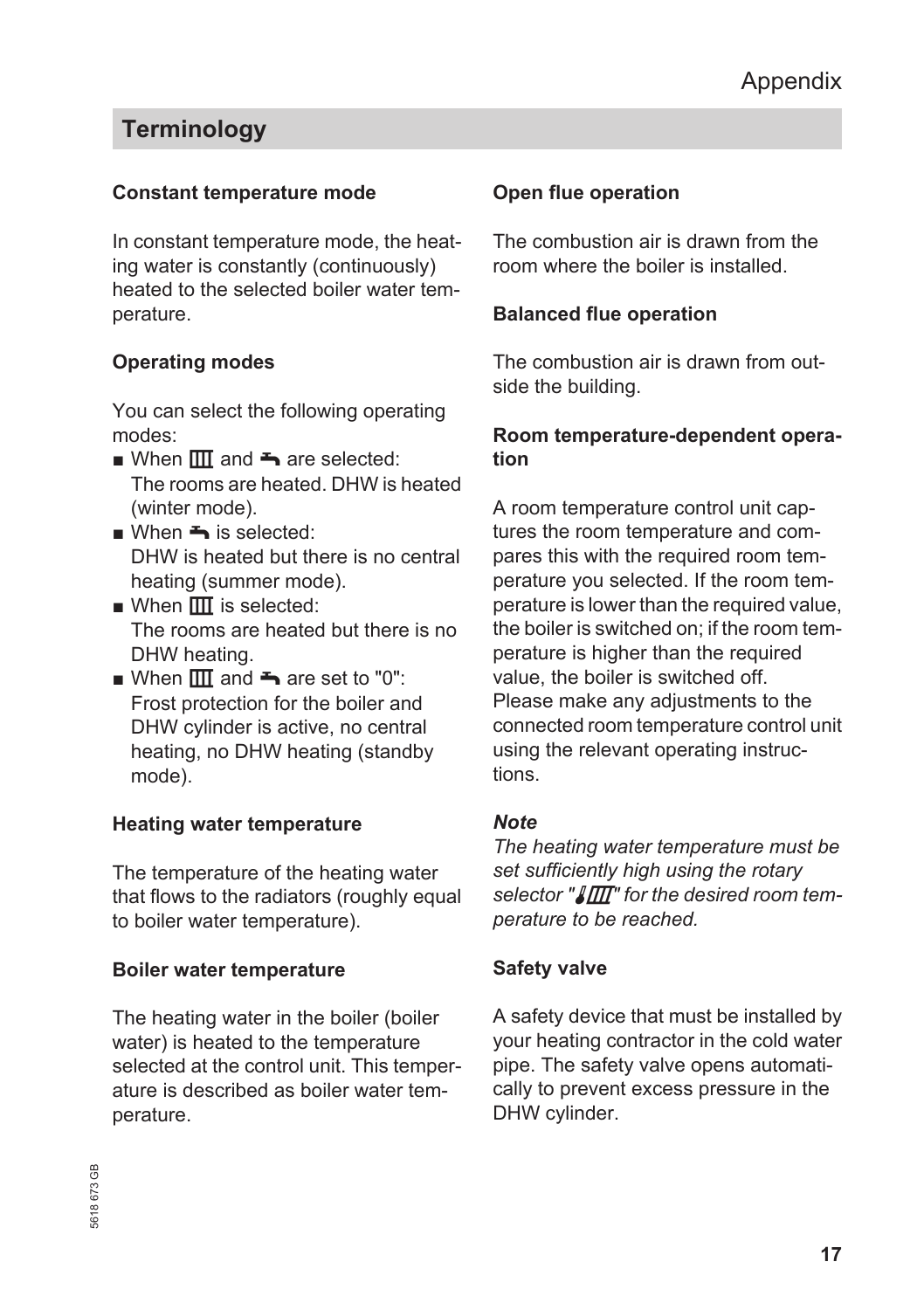## Terminology

### Constant temperature mode

In constant temperature mode, the heating water is constantly (continuously) heated to the selected boiler water temperature.

### Operating modes

You can select the following operating modes:

- When ▥ and ⊸ are selected:
  The rooms are heated. DHW is heated (winter mode).
- When ⊸ is selected:
  DHW is heated but there is no central heating (summer mode).
- When ▥ is selected:
  The rooms are heated but there is no DHW heating.
- When ▥ and ⊸ are set to "0":
  Frost protection for the boiler and DHW cylinder is active, no central heating, no DHW heating (standby mode).

### Heating water temperature

The temperature of the heating water that flows to the radiators (roughly equal to boiler water temperature).

### Boiler water temperature

The heating water in the boiler (boiler water) is heated to the temperature selected at the control unit. This temperature is described as boiler water temperature.

### Open flue operation

The combustion air is drawn from the room where the boiler is installed.

### Balanced flue operation

The combustion air is drawn from outside the building.

### Room temperature-dependent operation

A room temperature control unit captures the room temperature and compares this with the required room temperature you selected. If the room temperature is lower than the required value, the boiler is switched on; if the room temperature is higher than the required value, the boiler is switched off.
Please make any adjustments to the connected room temperature control unit using the relevant operating instructions.

***Note***
*The heating water temperature must be set sufficiently high using the rotary selector "🌡▥" for the desired room temperature to be reached.*

### Safety valve

A safety device that must be installed by your heating contractor in the cold water pipe. The safety valve opens automatically to prevent excess pressure in the DHW cylinder.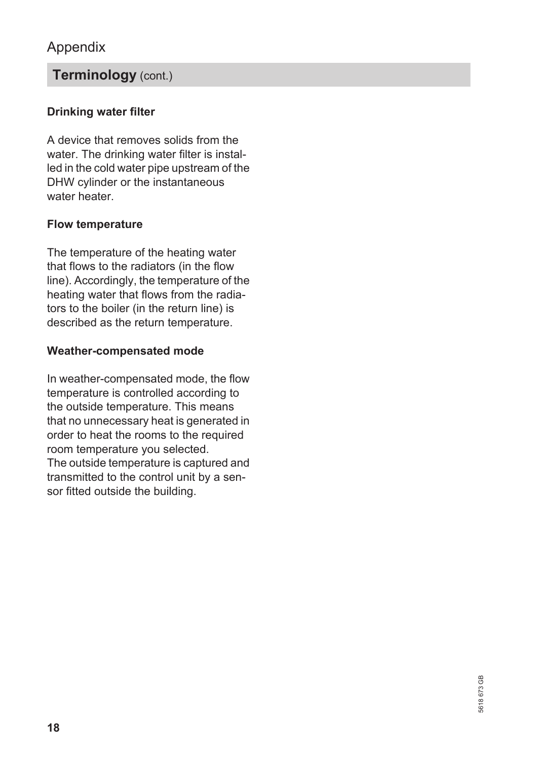# Appendix

## Terminology (cont.)

**Drinking water filter**

A device that removes solids from the water. The drinking water filter is installed in the cold water pipe upstream of the DHW cylinder or the instantaneous water heater.

**Flow temperature**

The temperature of the heating water that flows to the radiators (in the flow line). Accordingly, the temperature of the heating water that flows from the radiators to the boiler (in the return line) is described as the return temperature.

**Weather-compensated mode**

In weather-compensated mode, the flow temperature is controlled according to the outside temperature. This means that no unnecessary heat is generated in order to heat the rooms to the required room temperature you selected.
The outside temperature is captured and transmitted to the control unit by a sensor fitted outside the building.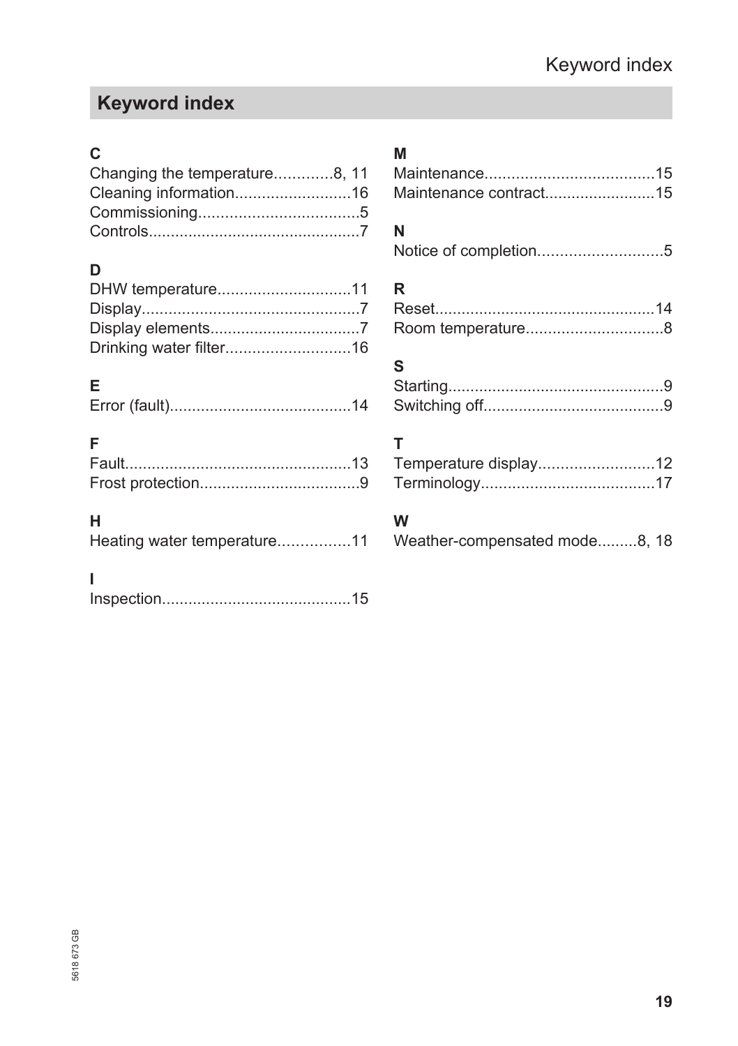# Keyword index

**C**
Changing the temperature............8, 11
Cleaning information..........................16
Commissioning....................................5
Controls................................................7

**D**
DHW temperature..............................11
Display.................................................7
Display elements..................................7
Drinking water filter............................16

**E**
Error (fault).........................................14

**F**
Fault...................................................13
Frost protection....................................9

**H**
Heating water temperature................11

**I**
Inspection...........................................15

**M**
Maintenance......................................15
Maintenance contract.........................15

**N**
Notice of completion............................5

**R**
Reset..................................................14
Room temperature...............................8

**S**
Starting.................................................9
Switching off.........................................9

**T**
Temperature display..........................12
Terminology.......................................17

**W**
Weather-compensated mode.........8, 18

5618 673 GB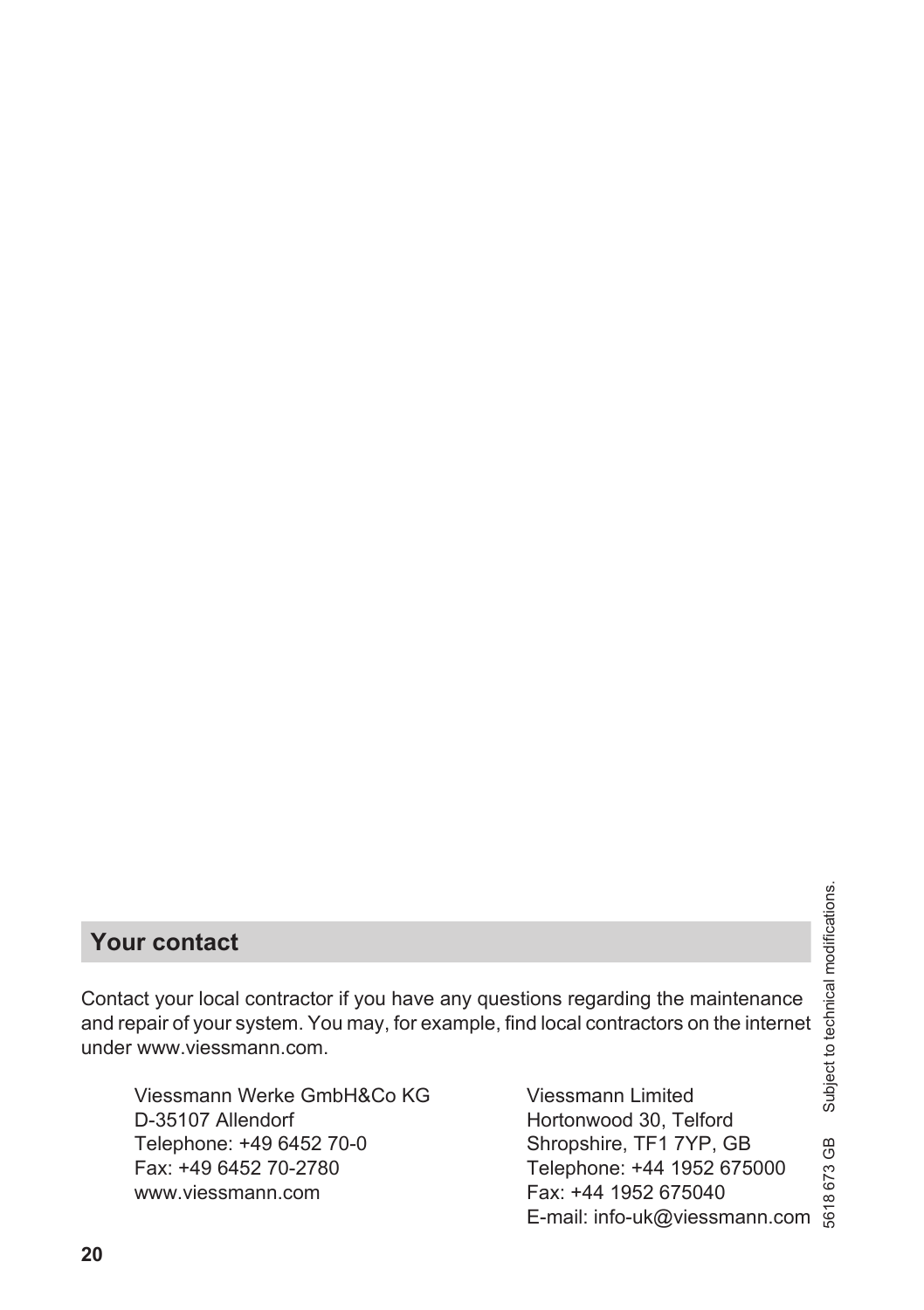## Your contact

Contact your local contractor if you have any questions regarding the maintenance and repair of your system. You may, for example, find local contractors on the internet under www.viessmann.com.

Viessmann Werke GmbH&Co KG
D-35107 Allendorf
Telephone: +49 6452 70-0
Fax: +49 6452 70-2780
www.viessmann.com

Viessmann Limited
Hortonwood 30, Telford
Shropshire, TF1 7YP, GB
Telephone: +44 1952 675000
Fax: +44 1952 675040
E-mail: info-uk@viessmann.com

5618 673 GB Subject to technical modifications.